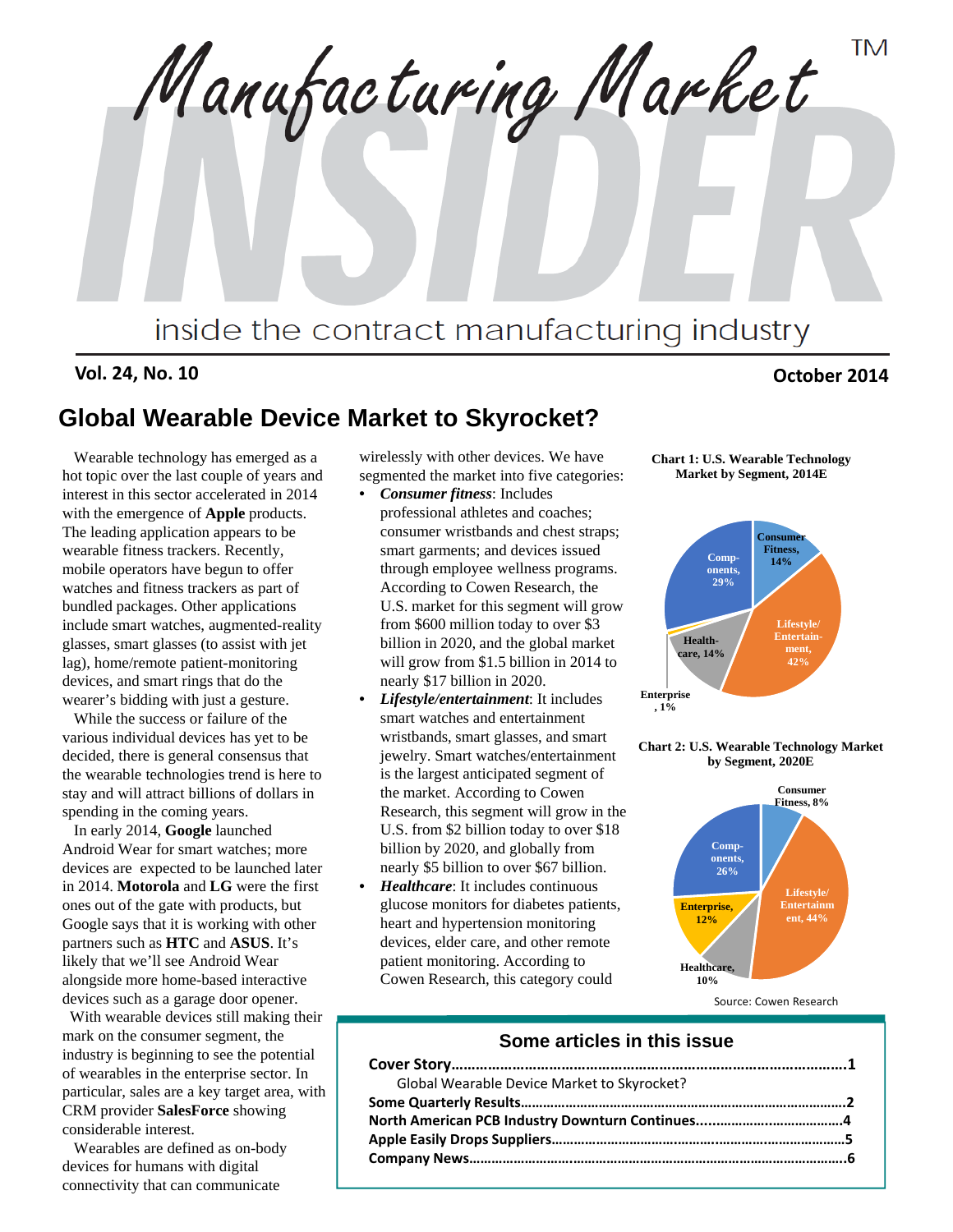# Manufacturing Market INSIDER™

inside the contract manufacturing industry

**Vol. 24, No. 10** **October 2014**

## Global Wearable Device Market to Skyrocket?

Wearable technology has emerged as a hot topic over the last couple of years and interest in this sector accelerated in 2014 with the emergence of **Apple** products. The leading application appears to be wearable fitness trackers. Recently, mobile operators have begun to offer watches and fitness trackers as part of bundled packages. Other applications include smart watches, augmented-reality glasses, smart glasses (to assist with jet lag), home/remote patient-monitoring devices, and smart rings that do the wearer's bidding with just a gesture.

While the success or failure of the various individual devices has yet to be decided, there is general consensus that the wearable technologies trend is here to stay and will attract billions of dollars in spending in the coming years.

In early 2014, **Google** launched Android Wear for smart watches; more devices are expected to be launched later in 2014. **Motorola** and **LG** were the first ones out of the gate with products, but Google says that it is working with other partners such as **HTC** and **ASUS**. It's likely that we'll see Android Wear alongside more home-based interactive devices such as a garage door opener.

With wearable devices still making their mark on the consumer segment, the industry is beginning to see the potential of wearables in the enterprise sector. In particular, sales are a key target area, with CRM provider **SalesForce** showing considerable interest.

Wearables are defined as on-body devices for humans with digital connectivity that can communicate wirelessly with other devices. We have segmented the market into five categories:

- ***Consumer fitness***: Includes professional athletes and coaches; consumer wristbands and chest straps; smart garments; and devices issued through employee wellness programs. According to Cowen Research, the U.S. market for this segment will grow from $600 million today to over $3 billion in 2020, and the global market will grow from $1.5 billion in 2014 to nearly $17 billion in 2020.
- ***Lifestyle/entertainment***: It includes smart watches and entertainment wristbands, smart glasses, and smart jewelry. Smart watches/entertainment is the largest anticipated segment of the market. According to Cowen Research, this segment will grow in the U.S. from $2 billion today to over $18 billion by 2020, and globally from nearly $5 billion to over $67 billion.
- ***Healthcare***: It includes continuous glucose monitors for diabetes patients, heart and hypertension monitoring devices, elder care, and other remote patient monitoring. According to Cowen Research, this category could

**Chart 1: U.S. Wearable Technology Market by Segment, 2014E**

| Segment | Share |
|---|---|
| Consumer Fitness | 14% |
| Lifestyle/Entertainment | 42% |
| Healthcare | 14% |
| Enterprise | 1% |
| Components | 29% |

**Chart 2: U.S. Wearable Technology Market by Segment, 2020E**

| Segment | Share |
|---|---|
| Consumer Fitness | 8% |
| Lifestyle/Entertainment | 44% |
| Healthcare | 10% |
| Enterprise | 12% |
| Components | 26% |

Source: Cowen Research

### Some articles in this issue

**Cover Story……………………………………………………………1**
Global Wearable Device Market to Skyrocket?
**Some Quarterly Results……………………………………………2**
**North American PCB Industry Downturn Continues……………4**
**Apple Easily Drops Suppliers……………………………………5**
**Company News……………………………………………………6**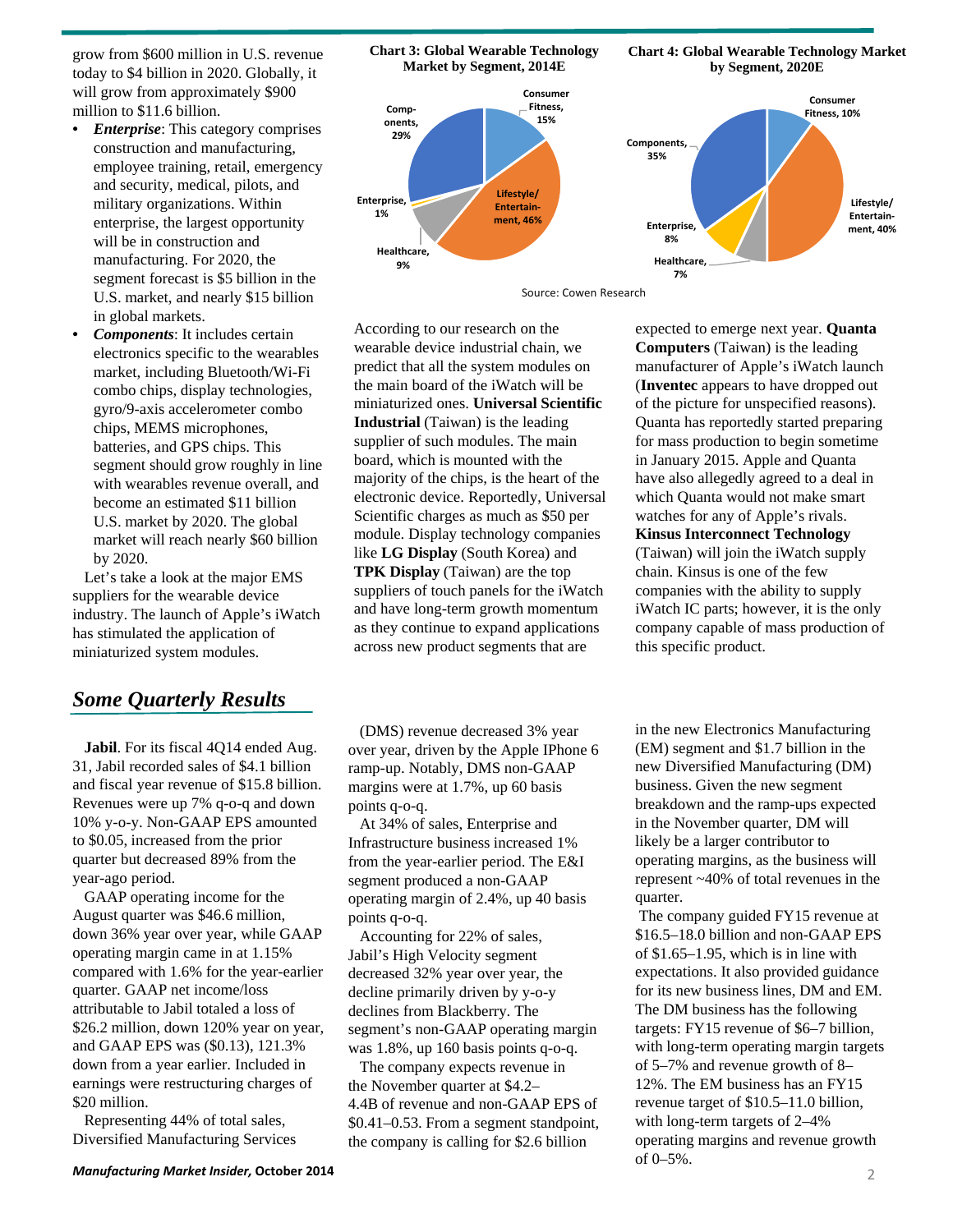grow from $600 million in U.S. revenue today to $4 billion in 2020. Globally, it will grow from approximately $900 million to $11.6 billion.

- ***Enterprise***: This category comprises construction and manufacturing, employee training, retail, emergency and security, medical, pilots, and military organizations. Within enterprise, the largest opportunity will be in construction and manufacturing. For 2020, the segment forecast is $5 billion in the U.S. market, and nearly $15 billion in global markets.
- ***Components***: It includes certain electronics specific to the wearables market, including Bluetooth/Wi-Fi combo chips, display technologies, gyro/9-axis accelerometer combo chips, MEMS microphones, batteries, and GPS chips. This segment should grow roughly in line with wearables revenue overall, and become an estimated $11 billion U.S. market by 2020. The global market will reach nearly $60 billion by 2020.

Let's take a look at the major EMS suppliers for the wearable device industry. The launch of Apple's iWatch has stimulated the application of miniaturized system modules.

**Chart 3: Global Wearable Technology Market by Segment, 2014E**

| Segment | Share |
|---|---|
| Consumer Fitness | 15% |
| Lifestyle/Entertainment | 46% |
| Healthcare | 9% |
| Enterprise | 1% |
| Components | 29% |

**Chart 4: Global Wearable Technology Market by Segment, 2020E**

| Segment | Share |
|---|---|
| Consumer Fitness | 10% |
| Lifestyle/Entertainment | 40% |
| Healthcare | 7% |
| Enterprise | 8% |
| Components | 35% |

Source: Cowen Research

According to our research on the wearable device industrial chain, we predict that all the system modules on the main board of the iWatch will be miniaturized ones. **Universal Scientific Industrial** (Taiwan) is the leading supplier of such modules. The main board, which is mounted with the majority of the chips, is the heart of the electronic device. Reportedly, Universal Scientific charges as much as $50 per module. Display technology companies like **LG Display** (South Korea) and **TPK Display** (Taiwan) are the top suppliers of touch panels for the iWatch and have long-term growth momentum as they continue to expand applications across new product segments that are expected to emerge next year. **Quanta Computers** (Taiwan) is the leading manufacturer of Apple's iWatch launch (**Inventec** appears to have dropped out of the picture for unspecified reasons). Quanta has reportedly started preparing for mass production to begin sometime in January 2015. Apple and Quanta have also allegedly agreed to a deal in which Quanta would not make smart watches for any of Apple's rivals. **Kinsus Interconnect Technology** (Taiwan) will join the iWatch supply chain. Kinsus is one of the few companies with the ability to supply iWatch IC parts; however, it is the only company capable of mass production of this specific product.

## *Some Quarterly Results*

**Jabil**. For its fiscal 4Q14 ended Aug. 31, Jabil recorded sales of $4.1 billion and fiscal year revenue of $15.8 billion. Revenues were up 7% q-o-q and down 10% y-o-y. Non-GAAP EPS amounted to $0.05, increased from the prior quarter but decreased 89% from the year-ago period.

GAAP operating income for the August quarter was $46.6 million, down 36% year over year, while GAAP operating margin came in at 1.15% compared with 1.6% for the year-earlier quarter. GAAP net income/loss attributable to Jabil totaled a loss of $26.2 million, down 120% year on year, and GAAP EPS was ($0.13), 121.3% down from a year earlier. Included in earnings were restructuring charges of $20 million.

Representing 44% of total sales, Diversified Manufacturing Services (DMS) revenue decreased 3% year over year, driven by the Apple IPhone 6 ramp-up. Notably, DMS non-GAAP margins were at 1.7%, up 60 basis points q-o-q.

At 34% of sales, Enterprise and Infrastructure business increased 1% from the year-earlier period. The E&I segment produced a non-GAAP operating margin of 2.4%, up 40 basis points q-o-q.

Accounting for 22% of sales, Jabil's High Velocity segment decreased 32% year over year, the decline primarily driven by y-o-y declines from Blackberry. The segment's non-GAAP operating margin was 1.8%, up 160 basis points q-o-q.

The company expects revenue in the November quarter at $4.2–4.4B of revenue and non-GAAP EPS of $0.41–0.53. From a segment standpoint, the company is calling for $2.6 billion in the new Electronics Manufacturing (EM) segment and $1.7 billion in the new Diversified Manufacturing (DM) business. Given the new segment breakdown and the ramp-ups expected in the November quarter, DM will likely be a larger contributor to operating margins, as the business will represent ~40% of total revenues in the quarter.

The company guided FY15 revenue at $16.5–18.0 billion and non-GAAP EPS of $1.65–1.95, which is in line with expectations. It also provided guidance for its new business lines, DM and EM. The DM business has the following targets: FY15 revenue of $6–7 billion, with long-term operating margin targets of 5–7% and revenue growth of 8–12%. The EM business has an FY15 revenue target of $10.5–11.0 billion, with long-term targets of 2–4% operating margins and revenue growth of 0–5%.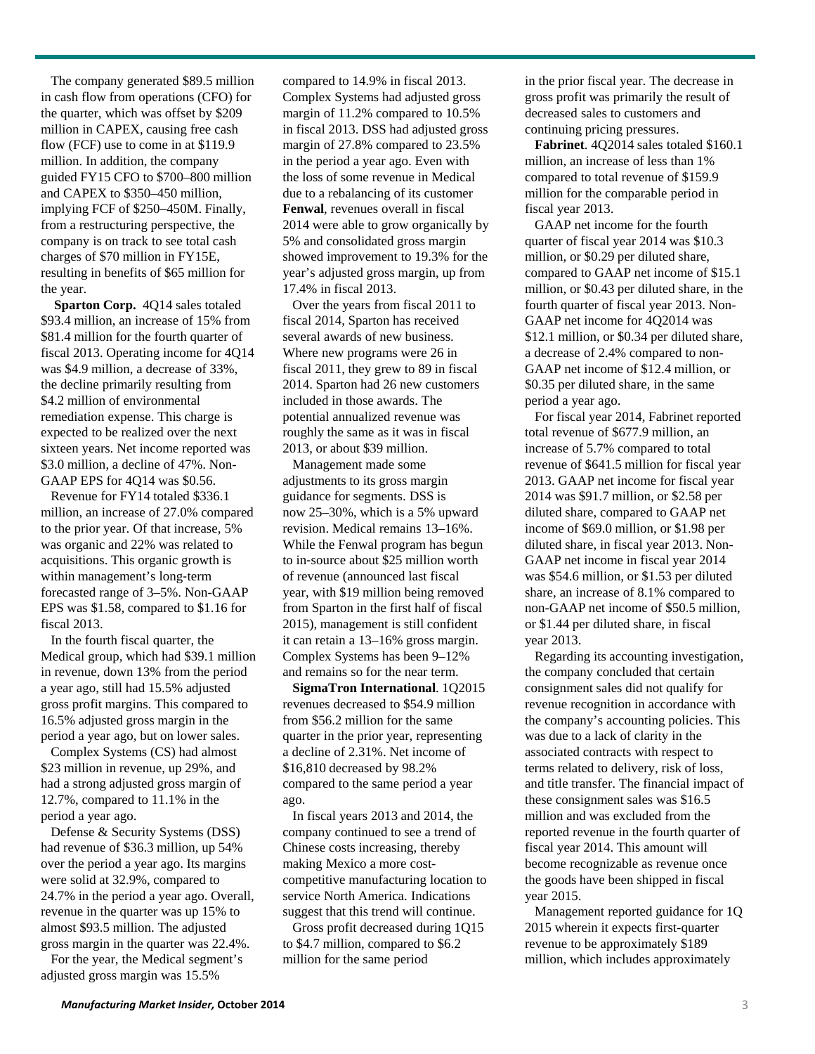The company generated $89.5 million in cash flow from operations (CFO) for the quarter, which was offset by $209 million in CAPEX, causing free cash flow (FCF) use to come in at $119.9 million. In addition, the company guided FY15 CFO to $700–800 million and CAPEX to $350–450 million, implying FCF of $250–450M. Finally, from a restructuring perspective, the company is on track to see total cash charges of $70 million in FY15E, resulting in benefits of $65 million for the year.

**Sparton Corp.** 4Q14 sales totaled $93.4 million, an increase of 15% from $81.4 million for the fourth quarter of fiscal 2013. Operating income for 4Q14 was $4.9 million, a decrease of 33%, the decline primarily resulting from $4.2 million of environmental remediation expense. This charge is expected to be realized over the next sixteen years. Net income reported was $3.0 million, a decline of 47%. Non-GAAP EPS for 4Q14 was $0.56.

Revenue for FY14 totaled $336.1 million, an increase of 27.0% compared to the prior year. Of that increase, 5% was organic and 22% was related to acquisitions. This organic growth is within management's long-term forecasted range of 3–5%. Non-GAAP EPS was $1.58, compared to $1.16 for fiscal 2013.

In the fourth fiscal quarter, the Medical group, which had $39.1 million in revenue, down 13% from the period a year ago, still had 15.5% adjusted gross profit margins. This compared to 16.5% adjusted gross margin in the period a year ago, but on lower sales.

Complex Systems (CS) had almost $23 million in revenue, up 29%, and had a strong adjusted gross margin of 12.7%, compared to 11.1% in the period a year ago.

Defense & Security Systems (DSS) had revenue of $36.3 million, up 54% over the period a year ago. Its margins were solid at 32.9%, compared to 24.7% in the period a year ago. Overall, revenue in the quarter was up 15% to almost $93.5 million. The adjusted gross margin in the quarter was 22.4%.

For the year, the Medical segment's adjusted gross margin was 15.5% compared to 14.9% in fiscal 2013. Complex Systems had adjusted gross margin of 11.2% compared to 10.5% in fiscal 2013. DSS had adjusted gross margin of 27.8% compared to 23.5% in the period a year ago. Even with the loss of some revenue in Medical due to a rebalancing of its customer **Fenwal**, revenues overall in fiscal 2014 were able to grow organically by 5% and consolidated gross margin showed improvement to 19.3% for the year's adjusted gross margin, up from 17.4% in fiscal 2013.

Over the years from fiscal 2011 to fiscal 2014, Sparton has received several awards of new business. Where new programs were 26 in fiscal 2011, they grew to 89 in fiscal 2014. Sparton had 26 new customers included in those awards. The potential annualized revenue was roughly the same as it was in fiscal 2013, or about $39 million.

Management made some adjustments to its gross margin guidance for segments. DSS is now 25–30%, which is a 5% upward revision. Medical remains 13–16%. While the Fenwal program has begun to in-source about $25 million worth of revenue (announced last fiscal year, with $19 million being removed from Sparton in the first half of fiscal 2015), management is still confident it can retain a 13–16% gross margin. Complex Systems has been 9–12% and remains so for the near term.

**SigmaTron International**. 1Q2015 revenues decreased to $54.9 million from $56.2 million for the same quarter in the prior year, representing a decline of 2.31%. Net income of $16,810 decreased by 98.2% compared to the same period a year ago.

In fiscal years 2013 and 2014, the company continued to see a trend of Chinese costs increasing, thereby making Mexico a more cost-competitive manufacturing location to service North America. Indications suggest that this trend will continue.

Gross profit decreased during 1Q15 to $4.7 million, compared to $6.2 million for the same period in the prior fiscal year. The decrease in gross profit was primarily the result of decreased sales to customers and continuing pricing pressures.

**Fabrinet**. 4Q2014 sales totaled $160.1 million, an increase of less than 1% compared to total revenue of $159.9 million for the comparable period in fiscal year 2013.

GAAP net income for the fourth quarter of fiscal year 2014 was $10.3 million, or $0.29 per diluted share, compared to GAAP net income of $15.1 million, or $0.43 per diluted share, in the fourth quarter of fiscal year 2013. Non-GAAP net income for 4Q2014 was $12.1 million, or $0.34 per diluted share, a decrease of 2.4% compared to non-GAAP net income of $12.4 million, or $0.35 per diluted share, in the same period a year ago.

For fiscal year 2014, Fabrinet reported total revenue of $677.9 million, an increase of 5.7% compared to total revenue of $641.5 million for fiscal year 2013. GAAP net income for fiscal year 2014 was $91.7 million, or $2.58 per diluted share, compared to GAAP net income of $69.0 million, or $1.98 per diluted share, in fiscal year 2013. Non-GAAP net income in fiscal year 2014 was $54.6 million, or $1.53 per diluted share, an increase of 8.1% compared to non-GAAP net income of $50.5 million, or $1.44 per diluted share, in fiscal year 2013.

Regarding its accounting investigation, the company concluded that certain consignment sales did not qualify for revenue recognition in accordance with the company's accounting policies. This was due to a lack of clarity in the associated contracts with respect to terms related to delivery, risk of loss, and title transfer. The financial impact of these consignment sales was $16.5 million and was excluded from the reported revenue in the fourth quarter of fiscal year 2014. This amount will become recognizable as revenue once the goods have been shipped in fiscal year 2015.

Management reported guidance for 1Q 2015 wherein it expects first-quarter revenue to be approximately $189 million, which includes approximately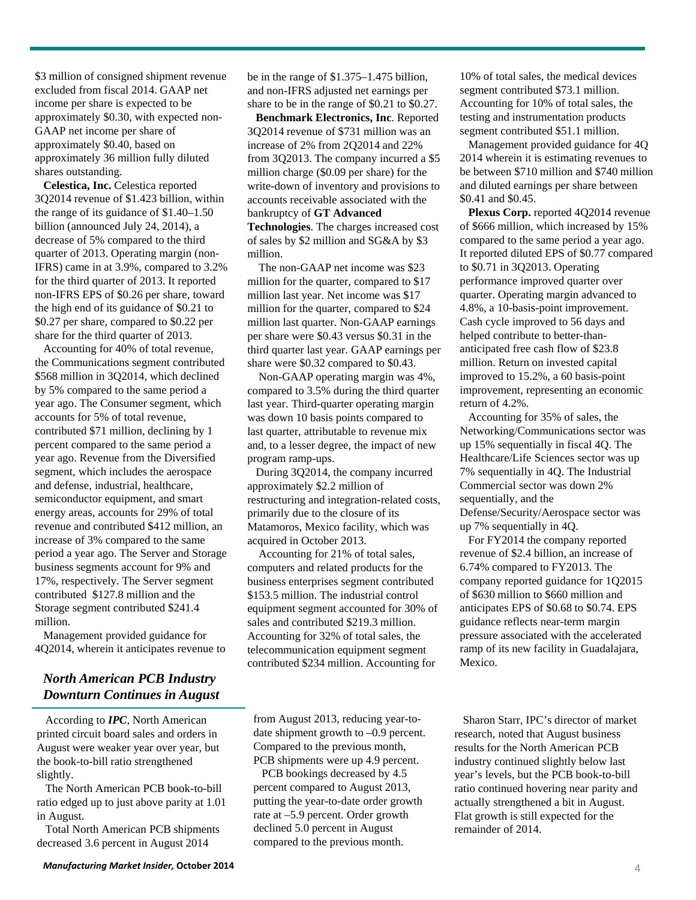$3 million of consigned shipment revenue excluded from fiscal 2014. GAAP net income per share is expected to be approximately $0.30, with expected non-GAAP net income per share of approximately $0.40, based on approximately 36 million fully diluted shares outstanding.

**Celestica, Inc.** Celestica reported 3Q2014 revenue of $1.423 billion, within the range of its guidance of $1.40–1.50 billion (announced July 24, 2014), a decrease of 5% compared to the third quarter of 2013. Operating margin (non-IFRS) came in at 3.9%, compared to 3.2% for the third quarter of 2013. It reported non-IFRS EPS of $0.26 per share, toward the high end of its guidance of $0.21 to $0.27 per share, compared to $0.22 per share for the third quarter of 2013.

Accounting for 40% of total revenue, the Communications segment contributed $568 million in 3Q2014, which declined by 5% compared to the same period a year ago. The Consumer segment, which accounts for 5% of total revenue, contributed $71 million, declining by 1 percent compared to the same period a year ago. Revenue from the Diversified segment, which includes the aerospace and defense, industrial, healthcare, semiconductor equipment, and smart energy areas, accounts for 29% of total revenue and contributed $412 million, an increase of 3% compared to the same period a year ago. The Server and Storage business segments account for 9% and 17%, respectively. The Server segment contributed $127.8 million and the Storage segment contributed $241.4 million.

Management provided guidance for 4Q2014, wherein it anticipates revenue to be in the range of $1.375–1.475 billion, and non-IFRS adjusted net earnings per share to be in the range of $0.21 to $0.27.

**Benchmark Electronics, Inc**. Reported 3Q2014 revenue of $731 million was an increase of 2% from 2Q2014 and 22% from 3Q2013. The company incurred a $5 million charge ($0.09 per share) for the write-down of inventory and provisions to accounts receivable associated with the bankruptcy of **GT Advanced Technologies**. The charges increased cost of sales by $2 million and SG&A by $3 million.

The non-GAAP net income was $23 million for the quarter, compared to $17 million last year. Net income was $17 million for the quarter, compared to $24 million last quarter. Non-GAAP earnings per share were $0.43 versus $0.31 in the third quarter last year. GAAP earnings per share were $0.32 compared to $0.43.

Non-GAAP operating margin was 4%, compared to 3.5% during the third quarter last year. Third-quarter operating margin was down 10 basis points compared to last quarter, attributable to revenue mix and, to a lesser degree, the impact of new program ramp-ups.

During 3Q2014, the company incurred approximately $2.2 million of restructuring and integration-related costs, primarily due to the closure of its Matamoros, Mexico facility, which was acquired in October 2013.

Accounting for 21% of total sales, computers and related products for the business enterprises segment contributed $153.5 million. The industrial control equipment segment accounted for 30% of sales and contributed $219.3 million. Accounting for 32% of total sales, the telecommunication equipment segment contributed $234 million. Accounting for 10% of total sales, the medical devices segment contributed $73.1 million. Accounting for 10% of total sales, the testing and instrumentation products segment contributed $51.1 million.

Management provided guidance for 4Q 2014 wherein it is estimating revenues to be between $710 million and $740 million and diluted earnings per share between $0.41 and $0.45.

**Plexus Corp.** reported 4Q2014 revenue of $666 million, which increased by 15% compared to the same period a year ago. It reported diluted EPS of $0.77 compared to $0.71 in 3Q2013. Operating performance improved quarter over quarter. Operating margin advanced to 4.8%, a 10-basis-point improvement. Cash cycle improved to 56 days and helped contribute to better-than-anticipated free cash flow of $23.8 million. Return on invested capital improved to 15.2%, a 60 basis-point improvement, representing an economic return of 4.2%.

Accounting for 35% of sales, the Networking/Communications sector was up 15% sequentially in fiscal 4Q. The Healthcare/Life Sciences sector was up 7% sequentially in 4Q. The Industrial Commercial sector was down 2% sequentially, and the Defense/Security/Aerospace sector was up 7% sequentially in 4Q.

For FY2014 the company reported revenue of $2.4 billion, an increase of 6.74% compared to FY2013. The company reported guidance for 1Q2015 of $630 million to $660 million and anticipates EPS of $0.68 to $0.74. EPS guidance reflects near-term margin pressure associated with the accelerated ramp of its new facility in Guadalajara, Mexico.

## *North American PCB Industry Downturn Continues in August*

According to ***IPC***, North American printed circuit board sales and orders in August were weaker year over year, but the book-to-bill ratio strengthened slightly.

The North American PCB book-to-bill ratio edged up to just above parity at 1.01 in August.

Total North American PCB shipments decreased 3.6 percent in August 2014 from August 2013, reducing year-to-date shipment growth to –0.9 percent. Compared to the previous month, PCB shipments were up 4.9 percent.

PCB bookings decreased by 4.5 percent compared to August 2013, putting the year-to-date order growth rate at –5.9 percent. Order growth declined 5.0 percent in August compared to the previous month.

Sharon Starr, IPC's director of market research, noted that August business results for the North American PCB industry continued slightly below last year's levels, but the PCB book-to-bill ratio continued hovering near parity and actually strengthened a bit in August. Flat growth is still expected for the remainder of 2014.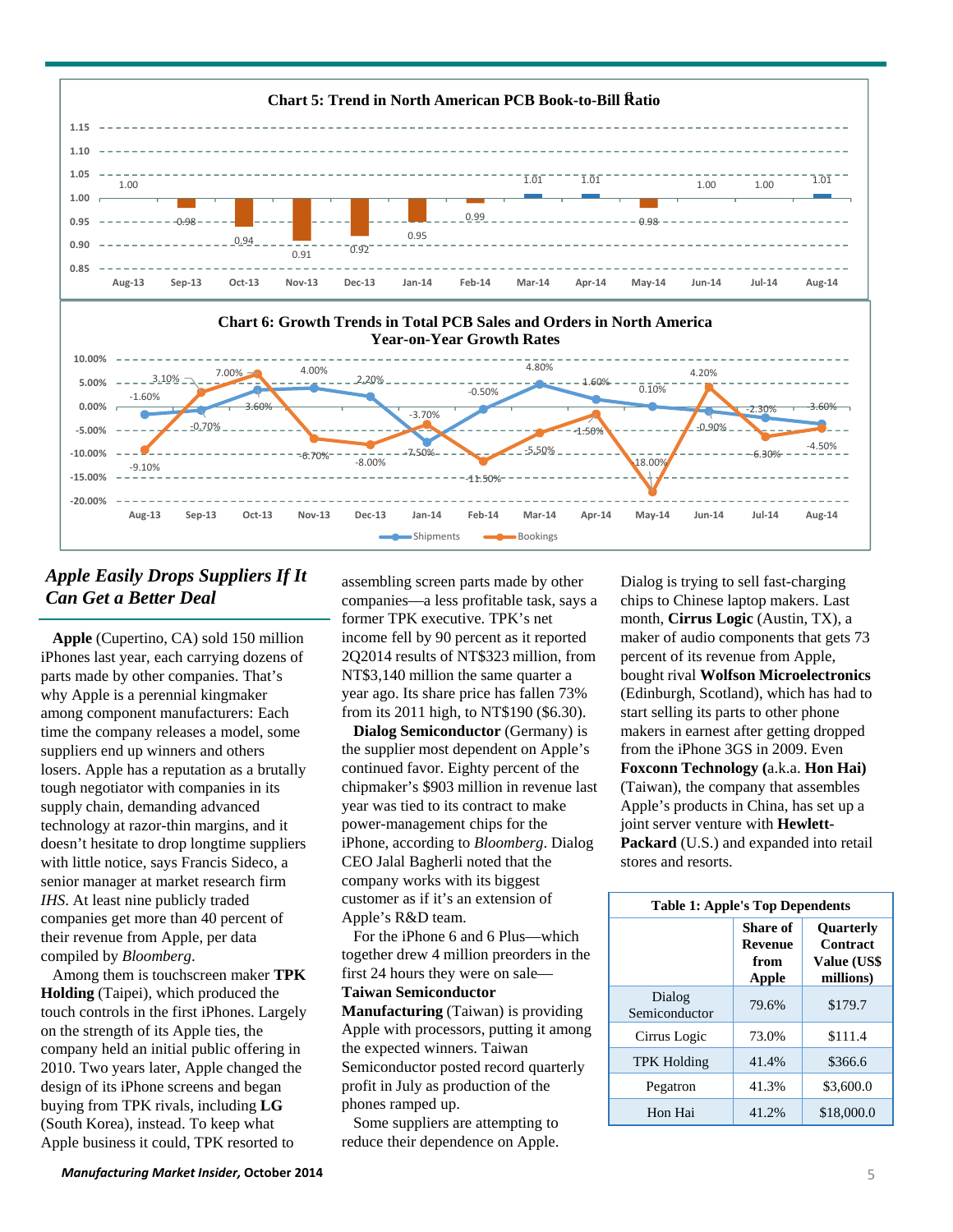**Chart 5: Trend in North American PCB Book-to-Bill Ratio**

| Month | Ratio |
|---|---|
| Aug-13 | 1.00 |
| Sep-13 | 0.98 |
| Oct-13 | 0.94 |
| Nov-13 | 0.91 |
| Dec-13 | 0.92 |
| Jan-14 | 0.95 |
| Feb-14 | 0.99 |
| Mar-14 | 1.01 |
| Apr-14 | 1.01 |
| May-14 | 0.98 |
| Jun-14 | 1.00 |
| Jul-14 | 1.00 |
| Aug-14 | 1.01 |

**Chart 6: Growth Trends in Total PCB Sales and Orders in North America Year-on-Year Growth Rates**

| Month | Shipments | Bookings |
|---|---|---|
| Aug-13 | -1.60% | -9.10% |
| Sep-13 | -0.70% | 3.10% |
| Oct-13 | 3.60% | 7.00% |
| Nov-13 | 4.00% | -6.70% |
| Dec-13 | 2.20% | -8.00% |
| Jan-14 | -7.50% | -3.70% |
| Feb-14 | -0.50% | -11.50% |
| Mar-14 | 4.80% | -5.50% |
| Apr-14 | 1.60% | -1.50% |
| May-14 | 0.10% | -18.00% |
| Jun-14 | -0.90% | 4.20% |
| Jul-14 | -2.30% | -6.30% |
| Aug-14 | -3.60% | -4.50% |

## *Apple Easily Drops Suppliers If It Can Get a Better Deal*

**Apple** (Cupertino, CA) sold 150 million iPhones last year, each carrying dozens of parts made by other companies. That's why Apple is a perennial kingmaker among component manufacturers: Each time the company releases a model, some suppliers end up winners and others losers. Apple has a reputation as a brutally tough negotiator with companies in its supply chain, demanding advanced technology at razor-thin margins, and it doesn't hesitate to drop longtime suppliers with little notice, says Francis Sideco, a senior manager at market research firm *IHS*. At least nine publicly traded companies get more than 40 percent of their revenue from Apple, per data compiled by *Bloomberg*.

Among them is touchscreen maker **TPK Holding** (Taipei), which produced the touch controls in the first iPhones. Largely on the strength of its Apple ties, the company held an initial public offering in 2010. Two years later, Apple changed the design of its iPhone screens and began buying from TPK rivals, including **LG** (South Korea), instead. To keep what Apple business it could, TPK resorted to assembling screen parts made by other companies—a less profitable task, says a former TPK executive. TPK's net income fell by 90 percent as it reported 2Q2014 results of NT$323 million, from NT$3,140 million the same quarter a year ago. Its share price has fallen 73% from its 2011 high, to NT$190 ($6.30).

**Dialog Semiconductor** (Germany) is the supplier most dependent on Apple's continued favor. Eighty percent of the chipmaker's $903 million in revenue last year was tied to its contract to make power-management chips for the iPhone, according to *Bloomberg*. Dialog CEO Jalal Bagherli noted that the company works with its biggest customer as if it's an extension of Apple's R&D team.

For the iPhone 6 and 6 Plus—which together drew 4 million preorders in the first 24 hours they were on sale—**Taiwan Semiconductor Manufacturing** (Taiwan) is providing Apple with processors, putting it among the expected winners. Taiwan Semiconductor posted record quarterly profit in July as production of the phones ramped up.

Some suppliers are attempting to reduce their dependence on Apple. Dialog is trying to sell fast-charging chips to Chinese laptop makers. Last month, **Cirrus Logic** (Austin, TX), a maker of audio components that gets 73 percent of its revenue from Apple, bought rival **Wolfson Microelectronics** (Edinburgh, Scotland), which has had to start selling its parts to other phone makers in earnest after getting dropped from the iPhone 3GS in 2009. Even **Foxconn Technology (**a.k.a. **Hon Hai)** (Taiwan), the company that assembles Apple's products in China, has set up a joint server venture with **Hewlett-Packard** (U.S.) and expanded into retail stores and resorts.

**Table 1: Apple's Top Dependents**

| | Share of Revenue from Apple | Quarterly Contract Value (US$ millions) |
|---|---|---|
| Dialog Semiconductor | 79.6% | $179.7 |
| Cirrus Logic | 73.0% | $111.4 |
| TPK Holding | 41.4% | $366.6 |
| Pegatron | 41.3% | $3,600.0 |
| Hon Hai | 41.2% | $18,000.0 |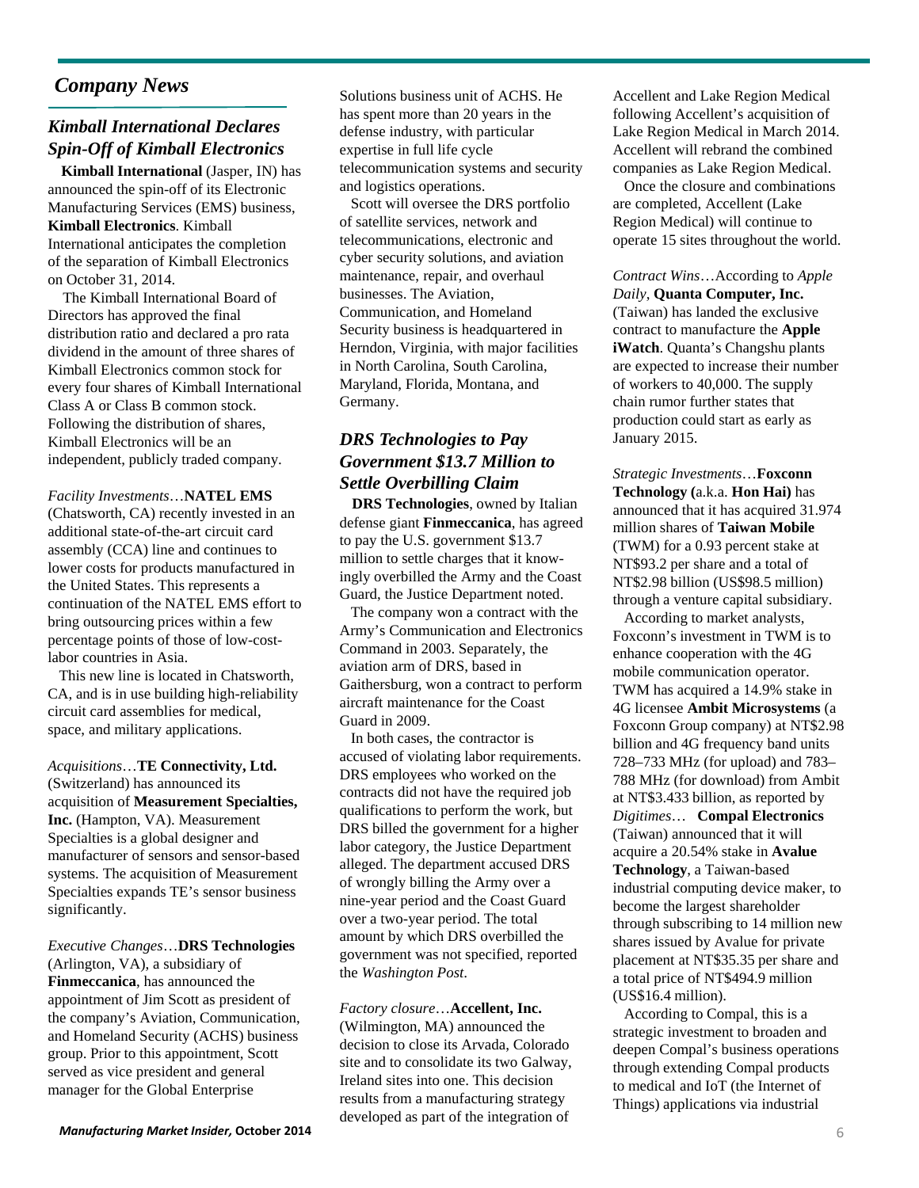## Company News

### Kimball International Declares Spin-Off of Kimball Electronics

**Kimball International** (Jasper, IN) has announced the spin-off of its Electronic Manufacturing Services (EMS) business, **Kimball Electronics**. Kimball International anticipates the completion of the separation of Kimball Electronics on October 31, 2014.

The Kimball International Board of Directors has approved the final distribution ratio and declared a pro rata dividend in the amount of three shares of Kimball Electronics common stock for every four shares of Kimball International Class A or Class B common stock. Following the distribution of shares, Kimball Electronics will be an independent, publicly traded company.

*Facility Investments*…**NATEL EMS** (Chatsworth, CA) recently invested in an additional state-of-the-art circuit card assembly (CCA) line and continues to lower costs for products manufactured in the United States. This represents a continuation of the NATEL EMS effort to bring outsourcing prices within a few percentage points of those of low-cost-labor countries in Asia.

This new line is located in Chatsworth, CA, and is in use building high-reliability circuit card assemblies for medical, space, and military applications.

*Acquisitions*…**TE Connectivity, Ltd.** (Switzerland) has announced its acquisition of **Measurement Specialties, Inc.** (Hampton, VA). Measurement Specialties is a global designer and manufacturer of sensors and sensor-based systems. The acquisition of Measurement Specialties expands TE's sensor business significantly.

*Executive Changes*…**DRS Technologies** (Arlington, VA), a subsidiary of **Finmeccanica**, has announced the appointment of Jim Scott as president of the company's Aviation, Communication, and Homeland Security (ACHS) business group. Prior to this appointment, Scott served as vice president and general manager for the Global Enterprise Solutions business unit of ACHS. He has spent more than 20 years in the defense industry, with particular expertise in full life cycle telecommunication systems and security and logistics operations.

Scott will oversee the DRS portfolio of satellite services, network and telecommunications, electronic and cyber security solutions, and aviation maintenance, repair, and overhaul businesses. The Aviation, Communication, and Homeland Security business is headquartered in Herndon, Virginia, with major facilities in North Carolina, South Carolina, Maryland, Florida, Montana, and Germany.

### DRS Technologies to Pay Government $13.7 Million to Settle Overbilling Claim

**DRS Technologies**, owned by Italian defense giant **Finmeccanica**, has agreed to pay the U.S. government $13.7 million to settle charges that it knowingly overbilled the Army and the Coast Guard, the Justice Department noted.

The company won a contract with the Army's Communication and Electronics Command in 2003. Separately, the aviation arm of DRS, based in Gaithersburg, won a contract to perform aircraft maintenance for the Coast Guard in 2009.

In both cases, the contractor is accused of violating labor requirements. DRS employees who worked on the contracts did not have the required job qualifications to perform the work, but DRS billed the government for a higher labor category, the Justice Department alleged. The department accused DRS of wrongly billing the Army over a nine-year period and the Coast Guard over a two-year period. The total amount by which DRS overbilled the government was not specified, reported the *Washington Post*.

*Factory closure*…**Accellent, Inc.** (Wilmington, MA) announced the decision to close its Arvada, Colorado site and to consolidate its two Galway, Ireland sites into one. This decision results from a manufacturing strategy developed as part of the integration of Accellent and Lake Region Medical following Accellent's acquisition of Lake Region Medical in March 2014. Accellent will rebrand the combined companies as Lake Region Medical.

Once the closure and combinations are completed, Accellent (Lake Region Medical) will continue to operate 15 sites throughout the world.

*Contract Wins*…According to *Apple Daily*, **Quanta Computer, Inc.** (Taiwan) has landed the exclusive contract to manufacture the **Apple iWatch**. Quanta's Changshu plants are expected to increase their number of workers to 40,000. The supply chain rumor further states that production could start as early as January 2015.

*Strategic Investments*…**Foxconn Technology (**a.k.a. **Hon Hai)** has announced that it has acquired 31.974 million shares of **Taiwan Mobile** (TWM) for a 0.93 percent stake at NT$93.2 per share and a total of NT$2.98 billion (US$98.5 million) through a venture capital subsidiary.

According to market analysts, Foxconn's investment in TWM is to enhance cooperation with the 4G mobile communication operator. TWM has acquired a 14.9% stake in 4G licensee **Ambit Microsystems** (a Foxconn Group company) at NT$2.98 billion and 4G frequency band units 728–733 MHz (for upload) and 783–788 MHz (for download) from Ambit at NT$3.433 billion, as reported by *Digitimes*… **Compal Electronics** (Taiwan) announced that it will acquire a 20.54% stake in **Avalue Technology**, a Taiwan-based industrial computing device maker, to become the largest shareholder through subscribing to 14 million new shares issued by Avalue for private placement at NT$35.35 per share and a total price of NT$494.9 million (US$16.4 million).

According to Compal, this is a strategic investment to broaden and deepen Compal's business operations through extending Compal products to medical and IoT (the Internet of Things) applications via industrial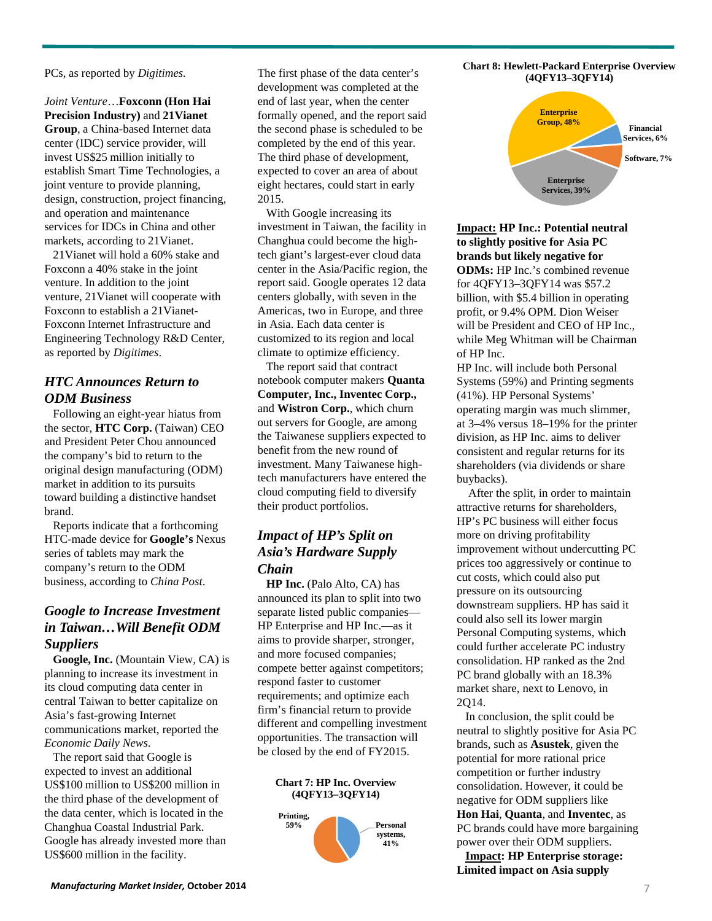PCs, as reported by *Digitimes.*

*Joint Venture*…**Foxconn (Hon Hai Precision Industry)** and **21Vianet Group**, a China-based Internet data center (IDC) service provider, will invest US$25 million initially to establish Smart Time Technologies, a joint venture to provide planning, design, construction, project financing, and operation and maintenance services for IDCs in China and other markets, according to 21Vianet.

21Vianet will hold a 60% stake and Foxconn a 40% stake in the joint venture. In addition to the joint venture, 21Vianet will cooperate with Foxconn to establish a 21Vianet-Foxconn Internet Infrastructure and Engineering Technology R&D Center, as reported by *Digitimes*.

## *HTC Announces Return to ODM Business*

Following an eight-year hiatus from the sector, **HTC Corp.** (Taiwan) CEO and President Peter Chou announced the company's bid to return to the original design manufacturing (ODM) market in addition to its pursuits toward building a distinctive handset brand.

Reports indicate that a forthcoming HTC-made device for **Google's** Nexus series of tablets may mark the company's return to the ODM business, according to *China Post*.

## *Google to Increase Investment in Taiwan…Will Benefit ODM Suppliers*

**Google, Inc.** (Mountain View, CA) is planning to increase its investment in its cloud computing data center in central Taiwan to better capitalize on Asia's fast-growing Internet communications market, reported the *Economic Daily News.*

The report said that Google is expected to invest an additional US$100 million to US$200 million in the third phase of the development of the data center, which is located in the Changhua Coastal Industrial Park. Google has already invested more than US$600 million in the facility.

The first phase of the data center's development was completed at the end of last year, when the center formally opened, and the report said the second phase is scheduled to be completed by the end of this year. The third phase of development, expected to cover an area of about eight hectares, could start in early 2015.

With Google increasing its investment in Taiwan, the facility in Changhua could become the high-tech giant's largest-ever cloud data center in the Asia/Pacific region, the report said. Google operates 12 data centers globally, with seven in the Americas, two in Europe, and three in Asia. Each data center is customized to its region and local climate to optimize efficiency.

The report said that contract notebook computer makers **Quanta Computer, Inc., Inventec Corp.,** and **Wistron Corp.**, which churn out servers for Google, are among the Taiwanese suppliers expected to benefit from the new round of investment. Many Taiwanese high-tech manufacturers have entered the cloud computing field to diversify their product portfolios.

## *Impact of HP's Split on Asia's Hardware Supply Chain*

**HP Inc.** (Palo Alto, CA) has announced its plan to split into two separate listed public companies—HP Enterprise and HP Inc.—as it aims to provide sharper, stronger, and more focused companies; compete better against competitors; respond faster to customer requirements; and optimize each firm's financial return to provide different and compelling investment opportunities. The transaction will be closed by the end of FY2015.

**Chart 7: HP Inc. Overview (4QFY13–3QFY14)**

| Segment | Share |
|---|---|
| Printing | 59% |
| Personal systems | 41% |

**Chart 8: Hewlett-Packard Enterprise Overview (4QFY13–3QFY14)**

| Segment | Share |
|---|---|
| Enterprise Group | 48% |
| Financial Services | 6% |
| Software | 7% |
| Enterprise Services | 39% |

**<u>Impact:</u> HP Inc.: Potential neutral to slightly positive for Asia PC brands but likely negative for ODMs:** HP Inc.'s combined revenue for 4QFY13–3QFY14 was $57.2 billion, with $5.4 billion in operating profit, or 9.4% OPM. Dion Weiser will be President and CEO of HP Inc., while Meg Whitman will be Chairman of HP Inc.

HP Inc. will include both Personal Systems (59%) and Printing segments (41%). HP Personal Systems' operating margin was much slimmer, at 3–4% versus 18–19% for the printer division, as HP Inc. aims to deliver consistent and regular returns for its shareholders (via dividends or share buybacks).

After the split, in order to maintain attractive returns for shareholders, HP's PC business will either focus more on driving profitability improvement without undercutting PC prices too aggressively or continue to cut costs, which could also put pressure on its outsourcing downstream suppliers. HP has said it could also sell its lower margin Personal Computing systems, which could further accelerate PC industry consolidation. HP ranked as the 2nd PC brand globally with an 18.3% market share, next to Lenovo, in 2Q14.

In conclusion, the split could be neutral to slightly positive for Asia PC brands, such as **Asustek**, given the potential for more rational price competition or further industry consolidation. However, it could be negative for ODM suppliers like **Hon Hai**, **Quanta**, and **Inventec**, as PC brands could have more bargaining power over their ODM suppliers.

**<u>Impact</u>: HP Enterprise storage: Limited impact on Asia supply**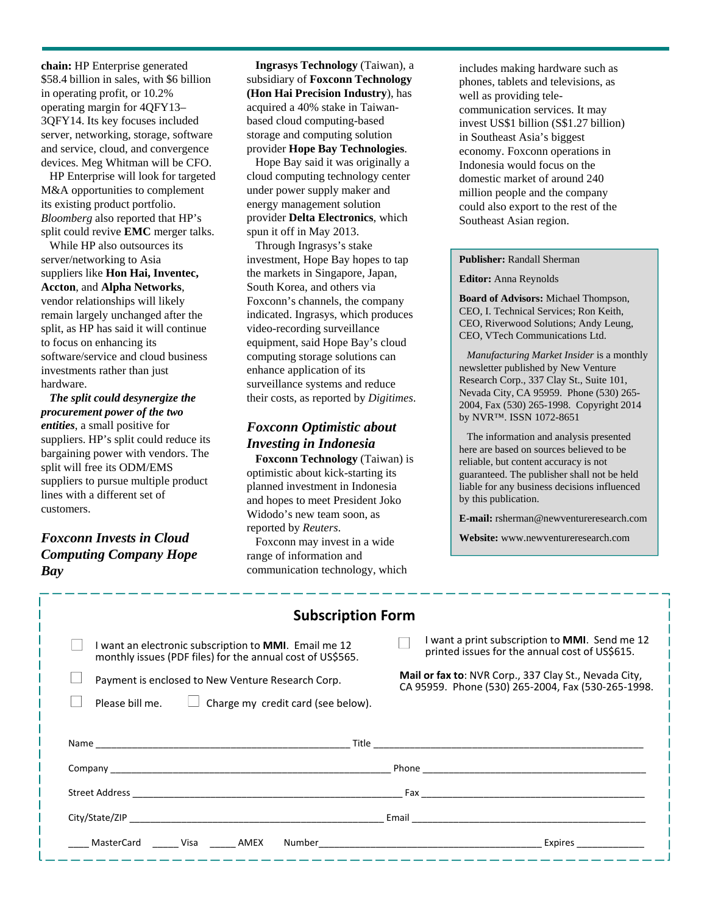**chain:** HP Enterprise generated $58.4 billion in sales, with $6 billion in operating profit, or 10.2% operating margin for 4QFY13–3QFY14. Its key focuses included server, networking, storage, software and service, cloud, and convergence devices. Meg Whitman will be CFO.

HP Enterprise will look for targeted M&A opportunities to complement its existing product portfolio. *Bloomberg* also reported that HP's split could revive **EMC** merger talks.

While HP also outsources its server/networking to Asia suppliers like **Hon Hai, Inventec, Accton**, and **Alpha Networks**, vendor relationships will likely remain largely unchanged after the split, as HP has said it will continue to focus on enhancing its software/service and cloud business investments rather than just hardware.

***The split could desynergize the procurement power of the two entities***, a small positive for suppliers. HP's split could reduce its bargaining power with vendors. The split will free its ODM/EMS suppliers to pursue multiple product lines with a different set of customers.

## *Foxconn Invests in Cloud Computing Company Hope Bay*

**Ingrasys Technology** (Taiwan), a subsidiary of **Foxconn Technology (Hon Hai Precision Industry)**, has acquired a 40% stake in Taiwan-based cloud computing-based storage and computing solution provider **Hope Bay Technologies**.

Hope Bay said it was originally a cloud computing technology center under power supply maker and energy management solution provider **Delta Electronics**, which spun it off in May 2013.

Through Ingrasys's stake investment, Hope Bay hopes to tap the markets in Singapore, Japan, South Korea, and others via Foxconn's channels, the company indicated. Ingrasys, which produces video-recording surveillance equipment, said Hope Bay's cloud computing storage solutions can enhance application of its surveillance systems and reduce their costs, as reported by *Digitimes*.

## *Foxconn Optimistic about Investing in Indonesia*

**Foxconn Technology** (Taiwan) is optimistic about kick-starting its planned investment in Indonesia and hopes to meet President Joko Widodo's new team soon, as reported by *Reuters*.

Foxconn may invest in a wide range of information and communication technology, which includes making hardware such as phones, tablets and televisions, as well as providing tele-communication services. It may invest US$1 billion (S$1.27 billion) in Southeast Asia's biggest economy. Foxconn operations in Indonesia would focus on the domestic market of around 240 million people and the company could also export to the rest of the Southeast Asian region.

**Publisher:** Randall Sherman

**Editor:** Anna Reynolds

**Board of Advisors:** Michael Thompson, CEO, I. Technical Services; Ron Keith, CEO, Riverwood Solutions; Andy Leung, CEO, VTech Communications Ltd.

*Manufacturing Market Insider* is a monthly newsletter published by New Venture Research Corp., 337 Clay St., Suite 101, Nevada City, CA 95959. Phone (530) 265-2004, Fax (530) 265-1998. Copyright 2014 by NVR™. ISSN 1072-8651

The information and analysis presented here are based on sources believed to be reliable, but content accuracy is not guaranteed. The publisher shall not be held liable for any business decisions influenced by this publication.

**E-mail:** rsherman@newventureresearch.com

**Website:** www.newventureresearch.com

## Subscription Form

☐ I want an electronic subscription to **MMI**. Email me 12 monthly issues (PDF files) for the annual cost of US$565.

☐ Payment is enclosed to New Venture Research Corp.

☐ Please bill me. ☐ Charge my credit card (see below).

☐ I want a print subscription to **MMI**. Send me 12 printed issues for the annual cost of US$615.

**Mail or fax to**: NVR Corp., 337 Clay St., Nevada City, CA 95959. Phone (530) 265-2004, Fax (530-265-1998.

Name ____________________ Title ____________________

Company ____________________ Phone ____________________

Street Address ____________________ Fax ____________________

City/State/ZIP ____________________ Email ____________________

____ MasterCard _____ Visa _____ AMEX Number____________________ Expires ____________